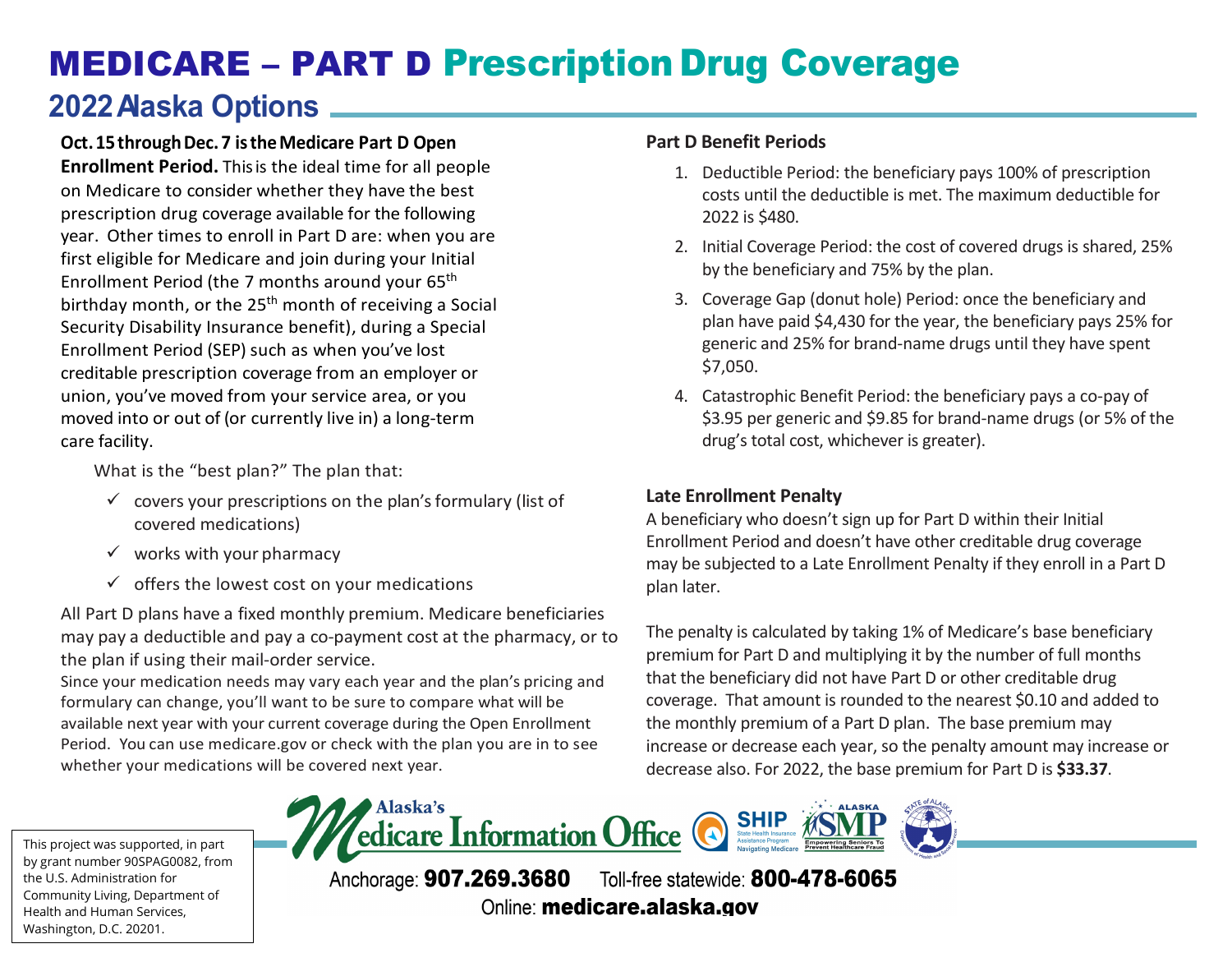# MEDICARE – PART D Prescription Drug Coverage

## 2022 Alaska Options

**Oct. 15 through Dec. 7 is the Medicare Part D Open Enrollment Period.** This is the ideal time for all people on Medicare to consider whether they have the best prescription drug coverage available for the following year. Other times to enroll in Part D are: when you are first eligible for Medicare and join during your Initial Enrollment Period (the 7 months around your 65th birthday month, or the 25th month of receiving a Social Security Disability Insurance benefit), during a Special Enrollment Period (SEP) such as when you've lost creditable prescription coverage from an employer or union, you've moved from your service area, or you moved into or out of (or currently live in) a long-term care facility.

What is the "best plan?" The plan that:

- ✓ covers your prescriptions on the plan's formulary (list of covered medications)
- ✓ works with your pharmacy
- ✓ offers the lowest cost on your medications

All Part D plans have a fixed monthly premium. Medicare beneficiaries may pay a deductible and pay a co-payment cost at the pharmacy, or to the plan if using their mail-order service.

Since your medication needs may vary each year and the plan's pricing and formulary can change, you'll want to be sure to compare what will be available next year with your current coverage during the Open Enrollment Period. You can use medicare.gov or check with the plan you are in to see whether your medications will be covered next year.

### Part D Benefit Periods

1. Deductible Period: the beneficiary pays 100% of prescription costs until the deductible is met. The maximum deductible for 2022 is $480.
2. Initial Coverage Period: the cost of covered drugs is shared, 25% by the beneficiary and 75% by the plan.
3. Coverage Gap (donut hole) Period: once the beneficiary and plan have paid $4,430 for the year, the beneficiary pays 25% for generic and 25% for brand-name drugs until they have spent $7,050.
4. Catastrophic Benefit Period: the beneficiary pays a co-pay of $3.95 per generic and $9.85 for brand-name drugs (or 5% of the drug's total cost, whichever is greater).

### Late Enrollment Penalty

A beneficiary who doesn't sign up for Part D within their Initial Enrollment Period and doesn't have other creditable drug coverage may be subjected to a Late Enrollment Penalty if they enroll in a Part D plan later.

The penalty is calculated by taking 1% of Medicare's base beneficiary premium for Part D and multiplying it by the number of full months that the beneficiary did not have Part D or other creditable drug coverage. That amount is rounded to the nearest $0.10 and added to the monthly premium of a Part D plan. The base premium may increase or decrease each year, so the penalty amount may increase or decrease also. For 2022, the base premium for Part D is **$33.37**.

This project was supported, in part by grant number 90SPAG0082, from the U.S. Administration for Community Living, Department of Health and Human Services, Washington, D.C. 20201.

Alaska's Medicare Information Office

SHIP State Health Insurance Assistance Program Navigating Medicare

ALASKA SMP Empowering Seniors To Prevent Healthcare Fraud

Anchorage: **907.269.3680** Toll-free statewide: **800-478-6065**

Online: **medicare.alaska.gov**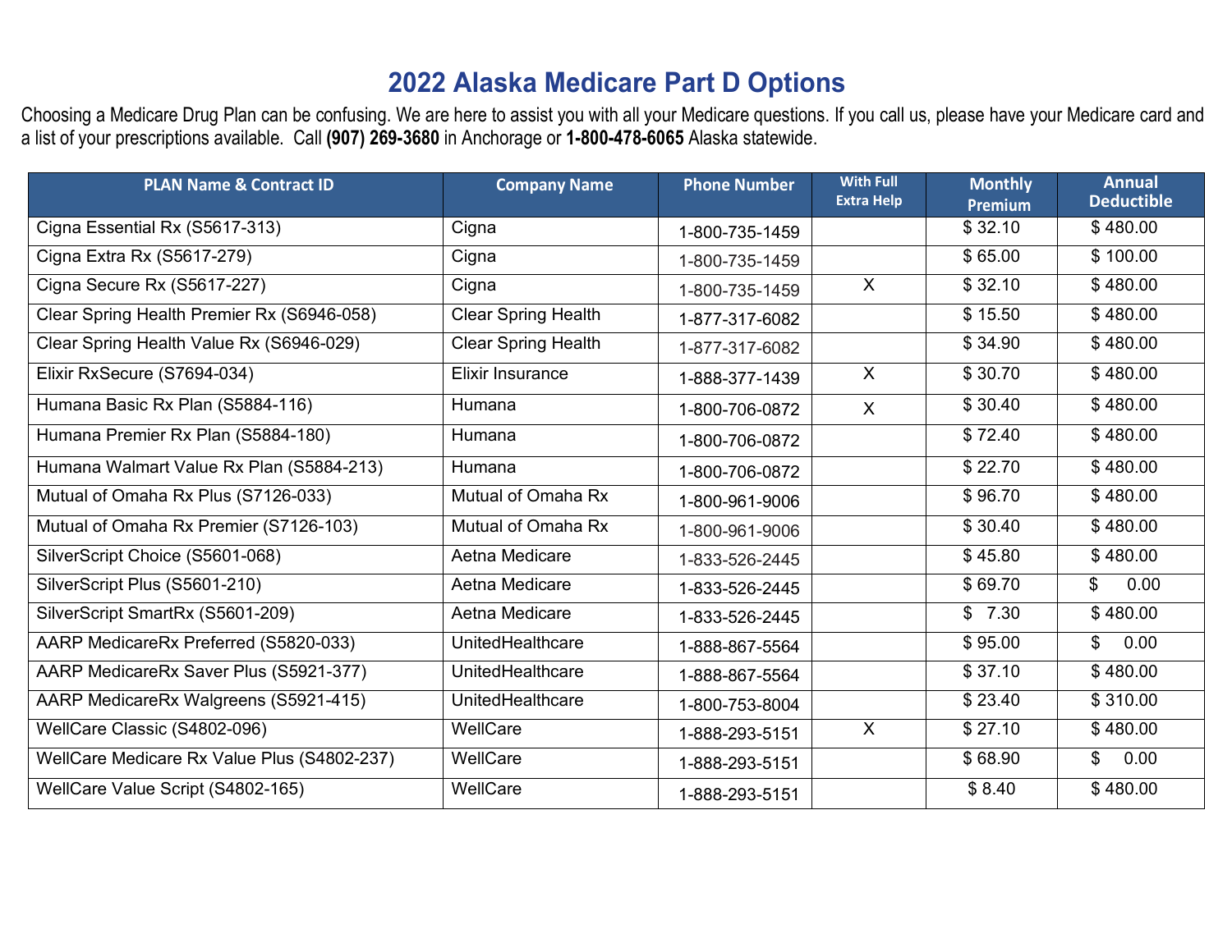# 2022 Alaska Medicare Part D Options

Choosing a Medicare Drug Plan can be confusing. We are here to assist you with all your Medicare questions. If you call us, please have your Medicare card and a list of your prescriptions available. Call **(907) 269-3680** in Anchorage or **1-800-478-6065** Alaska statewide.

| PLAN Name & Contract ID | Company Name | Phone Number | With Full Extra Help | Monthly Premium | Annual Deductible |
|---|---|---|---|---|---|
| Cigna Essential Rx (S5617-313) | Cigna | 1-800-735-1459 | | $ 32.10 | $ 480.00 |
| Cigna Extra Rx (S5617-279) | Cigna | 1-800-735-1459 | | $ 65.00 | $ 100.00 |
| Cigna Secure Rx (S5617-227) | Cigna | 1-800-735-1459 | X | $ 32.10 | $ 480.00 |
| Clear Spring Health Premier Rx (S6946-058) | Clear Spring Health | 1-877-317-6082 | | $ 15.50 | $ 480.00 |
| Clear Spring Health Value Rx (S6946-029) | Clear Spring Health | 1-877-317-6082 | | $ 34.90 | $ 480.00 |
| Elixir RxSecure (S7694-034) | Elixir Insurance | 1-888-377-1439 | X | $ 30.70 | $ 480.00 |
| Humana Basic Rx Plan (S5884-116) | Humana | 1-800-706-0872 | X | $ 30.40 | $ 480.00 |
| Humana Premier Rx Plan (S5884-180) | Humana | 1-800-706-0872 | | $ 72.40 | $ 480.00 |
| Humana Walmart Value Rx Plan (S5884-213) | Humana | 1-800-706-0872 | | $ 22.70 | $ 480.00 |
| Mutual of Omaha Rx Plus (S7126-033) | Mutual of Omaha Rx | 1-800-961-9006 | | $ 96.70 | $ 480.00 |
| Mutual of Omaha Rx Premier (S7126-103) | Mutual of Omaha Rx | 1-800-961-9006 | | $ 30.40 | $ 480.00 |
| SilverScript Choice (S5601-068) | Aetna Medicare | 1-833-526-2445 | | $ 45.80 | $ 480.00 |
| SilverScript Plus (S5601-210) | Aetna Medicare | 1-833-526-2445 | | $ 69.70 | $ 0.00 |
| SilverScript SmartRx (S5601-209) | Aetna Medicare | 1-833-526-2445 | | $ 7.30 | $ 480.00 |
| AARP MedicareRx Preferred (S5820-033) | UnitedHealthcare | 1-888-867-5564 | | $ 95.00 | $ 0.00 |
| AARP MedicareRx Saver Plus (S5921-377) | UnitedHealthcare | 1-888-867-5564 | | $ 37.10 | $ 480.00 |
| AARP MedicareRx Walgreens (S5921-415) | UnitedHealthcare | 1-800-753-8004 | | $ 23.40 | $ 310.00 |
| WellCare Classic (S4802-096) | WellCare | 1-888-293-5151 | X | $ 27.10 | $ 480.00 |
| WellCare Medicare Rx Value Plus (S4802-237) | WellCare | 1-888-293-5151 | | $ 68.90 | $ 0.00 |
| WellCare Value Script (S4802-165) | WellCare | 1-888-293-5151 | | $ 8.40 | $ 480.00 |